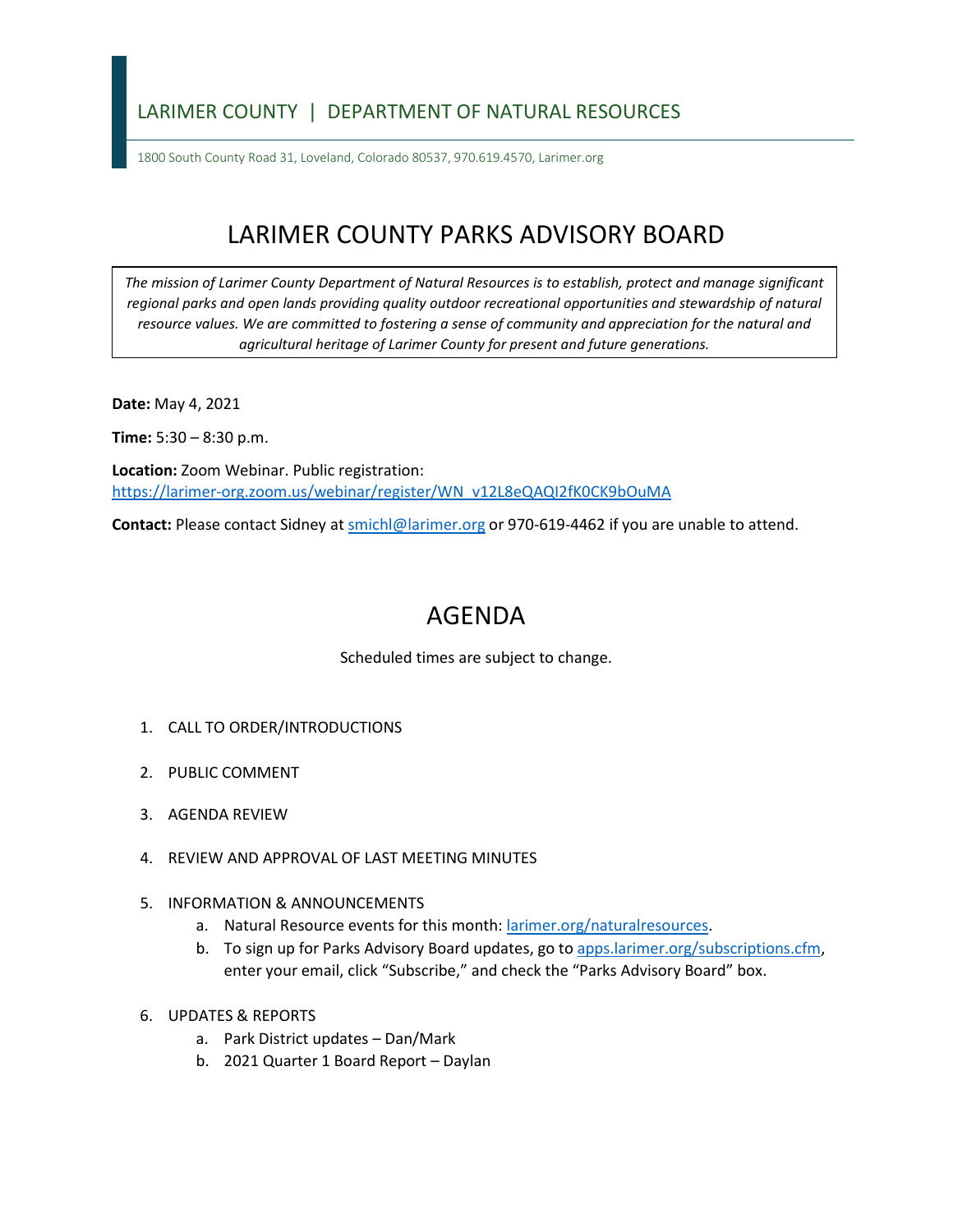LARIMER COUNTY | DEPARTMENT OF NATURAL RESOURCES

1800 South County Road 31, Loveland, Colorado 80537, 970.619.4570, Larimer.org

# LARIMER COUNTY PARKS ADVISORY BOARD

*The mission of Larimer County Department of Natural Resources is to establish, protect and manage significant regional parks and open lands providing quality outdoor recreational opportunities and stewardship of natural resource values. We are committed to fostering a sense of community and appreciation for the natural and agricultural heritage of Larimer County for present and future generations.*

**Date:** May 4, 2021

**Time:** 5:30 – 8:30 p.m.

**Location:** Zoom Webinar. Public registration: https://larimer-org.zoom.us/webinar/register/WN_v12L8eQAQI2fK0CK9bOuMA

**Contact:** Please contact Sidney at smichl@larimer.org or 970-619-4462 if you are unable to attend.

# AGENDA

Scheduled times are subject to change.

1. CALL TO ORDER/INTRODUCTIONS
2. PUBLIC COMMENT
3. AGENDA REVIEW
4. REVIEW AND APPROVAL OF LAST MEETING MINUTES
5. INFORMATION & ANNOUNCEMENTS
   a. Natural Resource events for this month: larimer.org/naturalresources.
   b. To sign up for Parks Advisory Board updates, go to apps.larimer.org/subscriptions.cfm, enter your email, click "Subscribe," and check the "Parks Advisory Board" box.
6. UPDATES & REPORTS
   a. Park District updates – Dan/Mark
   b. 2021 Quarter 1 Board Report – Daylan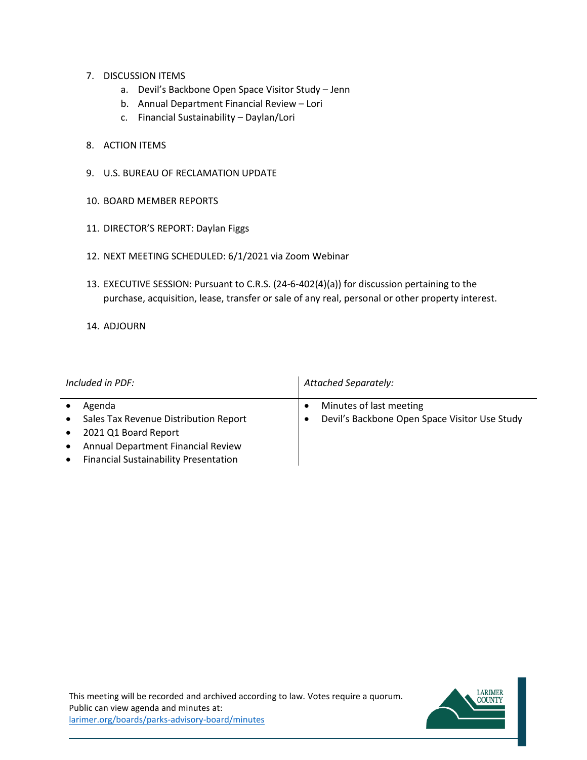7. DISCUSSION ITEMS
    a. Devil's Backbone Open Space Visitor Study – Jenn
    b. Annual Department Financial Review – Lori
    c. Financial Sustainability – Daylan/Lori

8. ACTION ITEMS

9. U.S. BUREAU OF RECLAMATION UPDATE

10. BOARD MEMBER REPORTS

11. DIRECTOR'S REPORT: Daylan Figgs

12. NEXT MEETING SCHEDULED: 6/1/2021 via Zoom Webinar

13. EXECUTIVE SESSION: Pursuant to C.R.S. (24-6-402(4)(a)) for discussion pertaining to the purchase, acquisition, lease, transfer or sale of any real, personal or other property interest.

14. ADJOURN

| *Included in PDF:* | *Attached Separately:* |
|---|---|
| • Agenda<br>• Sales Tax Revenue Distribution Report<br>• 2021 Q1 Board Report<br>• Annual Department Financial Review<br>• Financial Sustainability Presentation | • Minutes of last meeting<br>• Devil's Backbone Open Space Visitor Use Study |

This meeting will be recorded and archived according to law. Votes require a quorum.
Public can view agenda and minutes at:
larimer.org/boards/parks-advisory-board/minutes